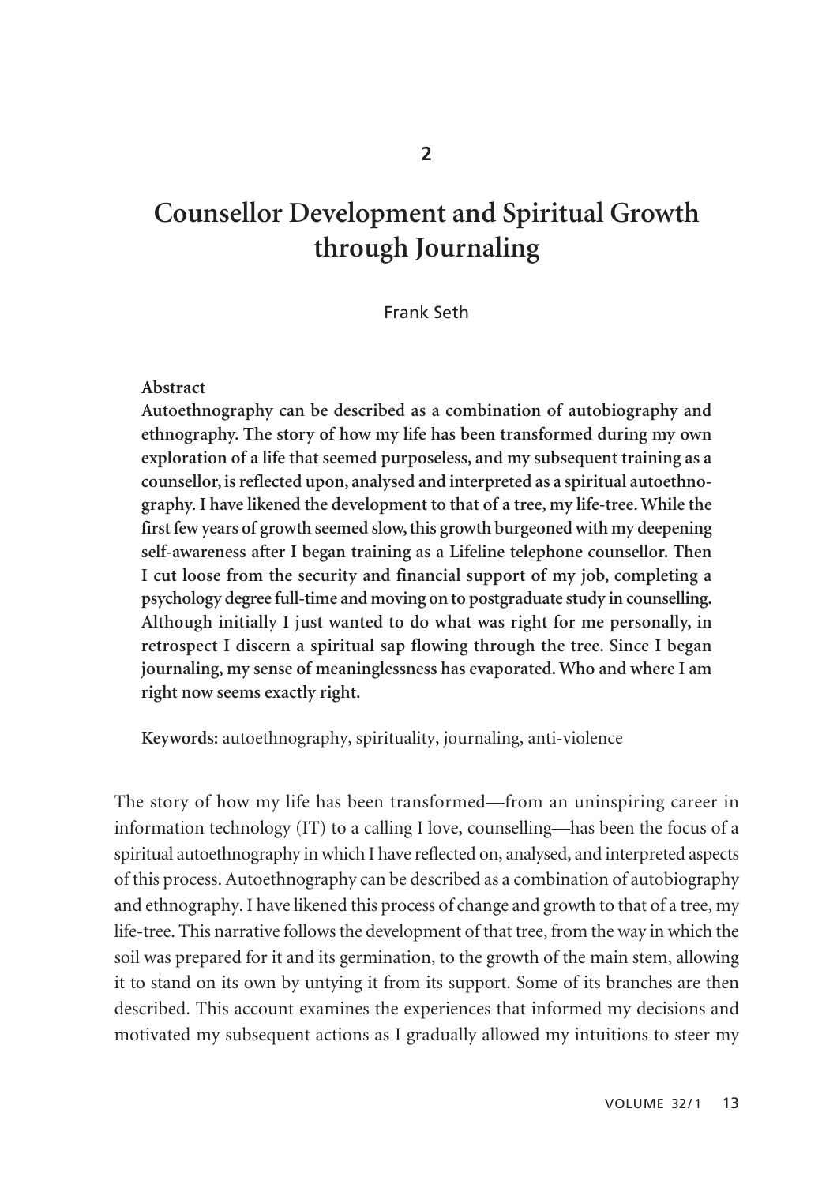2

# Counsellor Development and Spiritual Growth through Journaling

Frank Seth

**Abstract**

**Autoethnography can be described as a combination of autobiography and ethnography. The story of how my life has been transformed during my own exploration of a life that seemed purposeless, and my subsequent training as a counsellor, is reflected upon, analysed and interpreted as a spiritual autoethnography. I have likened the development to that of a tree, my life-tree. While the first few years of growth seemed slow, this growth burgeoned with my deepening self-awareness after I began training as a Lifeline telephone counsellor. Then I cut loose from the security and financial support of my job, completing a psychology degree full-time and moving on to postgraduate study in counselling. Although initially I just wanted to do what was right for me personally, in retrospect I discern a spiritual sap flowing through the tree. Since I began journaling, my sense of meaninglessness has evaporated. Who and where I am right now seems exactly right.**

**Keywords:** autoethnography, spirituality, journaling, anti-violence

The story of how my life has been transformed—from an uninspiring career in information technology (IT) to a calling I love, counselling—has been the focus of a spiritual autoethnography in which I have reflected on, analysed, and interpreted aspects of this process. Autoethnography can be described as a combination of autobiography and ethnography. I have likened this process of change and growth to that of a tree, my life-tree. This narrative follows the development of that tree, from the way in which the soil was prepared for it and its germination, to the growth of the main stem, allowing it to stand on its own by untying it from its support. Some of its branches are then described. This account examines the experiences that informed my decisions and motivated my subsequent actions as I gradually allowed my intuitions to steer my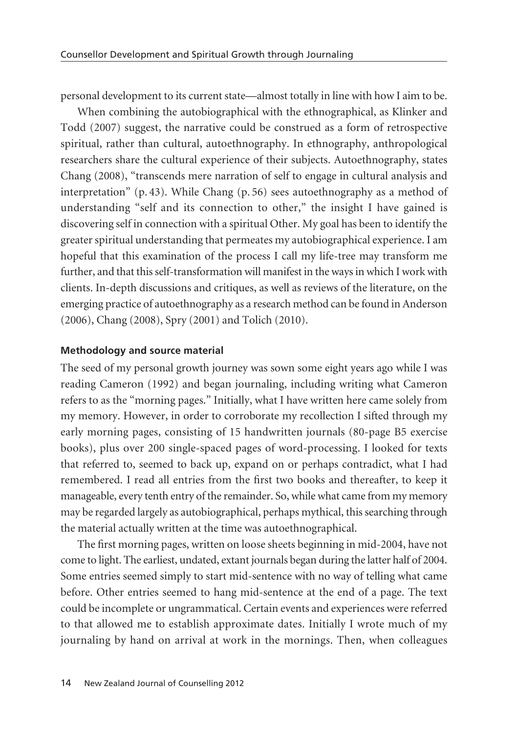personal development to its current state—almost totally in line with how I aim to be.

When combining the autobiographical with the ethnographical, as Klinker and Todd (2007) suggest, the narrative could be construed as a form of retrospective spiritual, rather than cultural, autoethnography. In ethnography, anthropological researchers share the cultural experience of their subjects. Autoethnography, states Chang (2008), "transcends mere narration of self to engage in cultural analysis and interpretation" (p. 43). While Chang (p. 56) sees autoethnography as a method of understanding "self and its connection to other," the insight I have gained is discovering self in connection with a spiritual Other. My goal has been to identify the greater spiritual understanding that permeates my autobiographical experience. I am hopeful that this examination of the process I call my life-tree may transform me further, and that this self-transformation will manifest in the ways in which I work with clients. In-depth discussions and critiques, as well as reviews of the literature, on the emerging practice of autoethnography as a research method can be found in Anderson (2006), Chang (2008), Spry (2001) and Tolich (2010).

### Methodology and source material

The seed of my personal growth journey was sown some eight years ago while I was reading Cameron (1992) and began journaling, including writing what Cameron refers to as the "morning pages." Initially, what I have written here came solely from my memory. However, in order to corroborate my recollection I sifted through my early morning pages, consisting of 15 handwritten journals (80-page B5 exercise books), plus over 200 single-spaced pages of word-processing. I looked for texts that referred to, seemed to back up, expand on or perhaps contradict, what I had remembered. I read all entries from the first two books and thereafter, to keep it manageable, every tenth entry of the remainder. So, while what came from my memory may be regarded largely as autobiographical, perhaps mythical, this searching through the material actually written at the time was autoethnographical.

The first morning pages, written on loose sheets beginning in mid-2004, have not come to light. The earliest, undated, extant journals began during the latter half of 2004. Some entries seemed simply to start mid-sentence with no way of telling what came before. Other entries seemed to hang mid-sentence at the end of a page. The text could be incomplete or ungrammatical. Certain events and experiences were referred to that allowed me to establish approximate dates. Initially I wrote much of my journaling by hand on arrival at work in the mornings. Then, when colleagues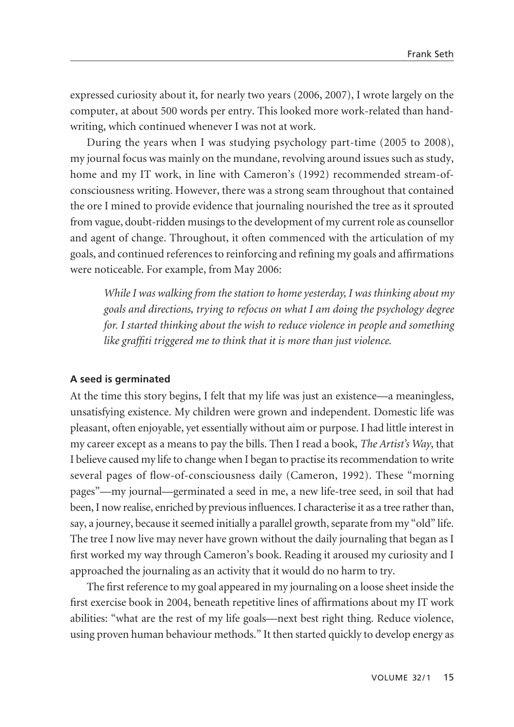expressed curiosity about it, for nearly two years (2006, 2007), I wrote largely on the computer, at about 500 words per entry. This looked more work-related than handwriting, which continued whenever I was not at work.

During the years when I was studying psychology part-time (2005 to 2008), my journal focus was mainly on the mundane, revolving around issues such as study, home and my IT work, in line with Cameron's (1992) recommended stream-of-consciousness writing. However, there was a strong seam throughout that contained the ore I mined to provide evidence that journaling nourished the tree as it sprouted from vague, doubt-ridden musings to the development of my current role as counsellor and agent of change. Throughout, it often commenced with the articulation of my goals, and continued references to reinforcing and refining my goals and affirmations were noticeable. For example, from May 2006:

> *While I was walking from the station to home yesterday, I was thinking about my goals and directions, trying to refocus on what I am doing the psychology degree for. I started thinking about the wish to reduce violence in people and something like graffiti triggered me to think that it is more than just violence.*

#### A seed is germinated

At the time this story begins, I felt that my life was just an existence—a meaningless, unsatisfying existence. My children were grown and independent. Domestic life was pleasant, often enjoyable, yet essentially without aim or purpose. I had little interest in my career except as a means to pay the bills. Then I read a book, *The Artist's Way*, that I believe caused my life to change when I began to practise its recommendation to write several pages of flow-of-consciousness daily (Cameron, 1992). These "morning pages"—my journal—germinated a seed in me, a new life-tree seed, in soil that had been, I now realise, enriched by previous influences. I characterise it as a tree rather than, say, a journey, because it seemed initially a parallel growth, separate from my "old" life. The tree I now live may never have grown without the daily journaling that began as I first worked my way through Cameron's book. Reading it aroused my curiosity and I approached the journaling as an activity that it would do no harm to try.

The first reference to my goal appeared in my journaling on a loose sheet inside the first exercise book in 2004, beneath repetitive lines of affirmations about my IT work abilities: "what are the rest of my life goals—next best right thing. Reduce violence, using proven human behaviour methods." It then started quickly to develop energy as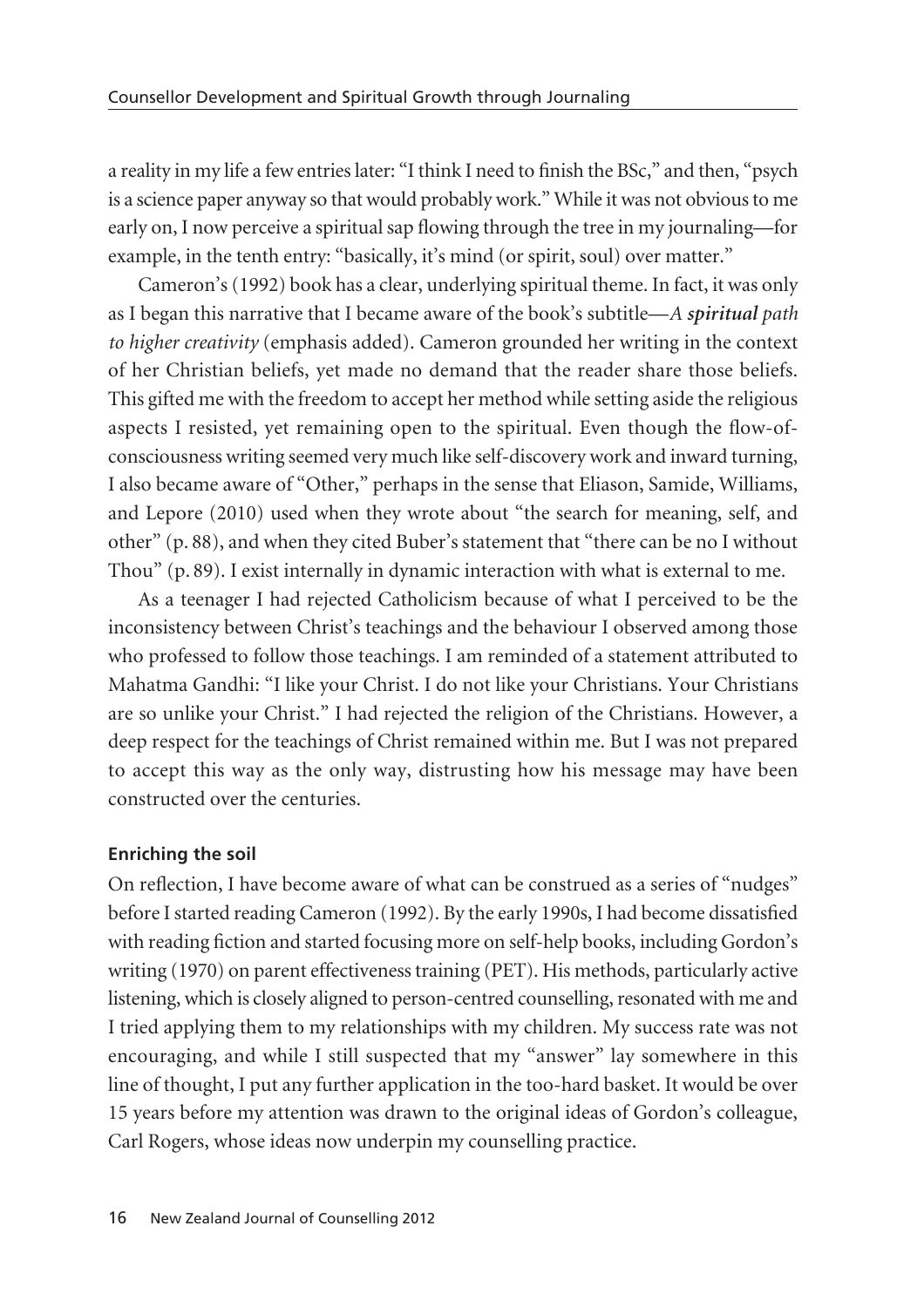a reality in my life a few entries later: "I think I need to finish the BSc," and then, "psych is a science paper anyway so that would probably work." While it was not obvious to me early on, I now perceive a spiritual sap flowing through the tree in my journaling—for example, in the tenth entry: "basically, it's mind (or spirit, soul) over matter."

Cameron's (1992) book has a clear, underlying spiritual theme. In fact, it was only as I began this narrative that I became aware of the book's subtitle—*A **spiritual** path to higher creativity* (emphasis added). Cameron grounded her writing in the context of her Christian beliefs, yet made no demand that the reader share those beliefs. This gifted me with the freedom to accept her method while setting aside the religious aspects I resisted, yet remaining open to the spiritual. Even though the flow-of-consciousness writing seemed very much like self-discovery work and inward turning, I also became aware of "Other," perhaps in the sense that Eliason, Samide, Williams, and Lepore (2010) used when they wrote about "the search for meaning, self, and other" (p. 88), and when they cited Buber's statement that "there can be no I without Thou" (p. 89). I exist internally in dynamic interaction with what is external to me.

As a teenager I had rejected Catholicism because of what I perceived to be the inconsistency between Christ's teachings and the behaviour I observed among those who professed to follow those teachings. I am reminded of a statement attributed to Mahatma Gandhi: "I like your Christ. I do not like your Christians. Your Christians are so unlike your Christ." I had rejected the religion of the Christians. However, a deep respect for the teachings of Christ remained within me. But I was not prepared to accept this way as the only way, distrusting how his message may have been constructed over the centuries.

### Enriching the soil

On reflection, I have become aware of what can be construed as a series of "nudges" before I started reading Cameron (1992). By the early 1990s, I had become dissatisfied with reading fiction and started focusing more on self-help books, including Gordon's writing (1970) on parent effectiveness training (PET). His methods, particularly active listening, which is closely aligned to person-centred counselling, resonated with me and I tried applying them to my relationships with my children. My success rate was not encouraging, and while I still suspected that my "answer" lay somewhere in this line of thought, I put any further application in the too-hard basket. It would be over 15 years before my attention was drawn to the original ideas of Gordon's colleague, Carl Rogers, whose ideas now underpin my counselling practice.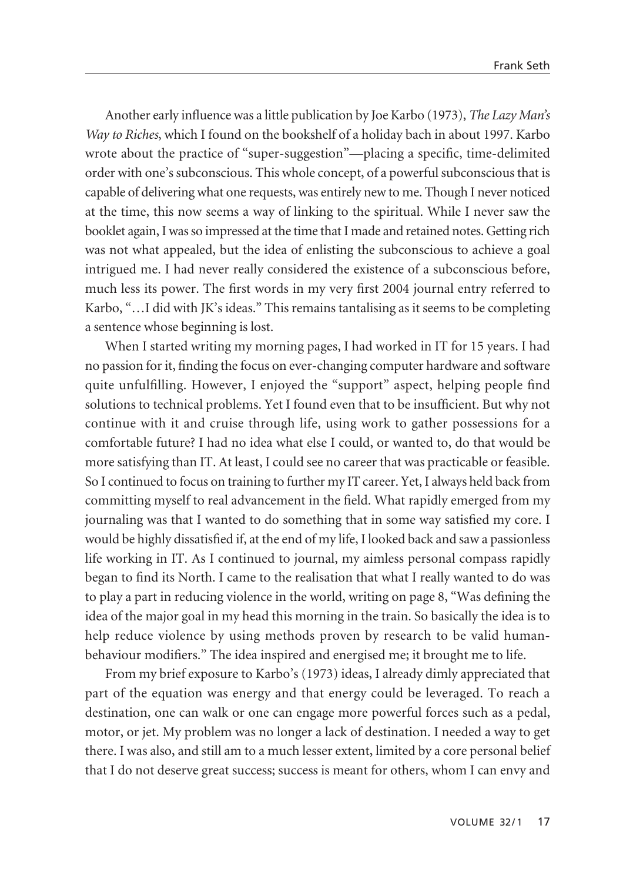Another early influence was a little publication by Joe Karbo (1973), *The Lazy Man's Way to Riches*, which I found on the bookshelf of a holiday bach in about 1997. Karbo wrote about the practice of "super-suggestion"—placing a specific, time-delimited order with one's subconscious. This whole concept, of a powerful subconscious that is capable of delivering what one requests, was entirely new to me. Though I never noticed at the time, this now seems a way of linking to the spiritual. While I never saw the booklet again, I was so impressed at the time that I made and retained notes. Getting rich was not what appealed, but the idea of enlisting the subconscious to achieve a goal intrigued me. I had never really considered the existence of a subconscious before, much less its power. The first words in my very first 2004 journal entry referred to Karbo, "…I did with JK's ideas." This remains tantalising as it seems to be completing a sentence whose beginning is lost.

When I started writing my morning pages, I had worked in IT for 15 years. I had no passion for it, finding the focus on ever-changing computer hardware and software quite unfulfilling. However, I enjoyed the "support" aspect, helping people find solutions to technical problems. Yet I found even that to be insufficient. But why not continue with it and cruise through life, using work to gather possessions for a comfortable future? I had no idea what else I could, or wanted to, do that would be more satisfying than IT. At least, I could see no career that was practicable or feasible. So I continued to focus on training to further my IT career. Yet, I always held back from committing myself to real advancement in the field. What rapidly emerged from my journaling was that I wanted to do something that in some way satisfied my core. I would be highly dissatisfied if, at the end of my life, I looked back and saw a passionless life working in IT. As I continued to journal, my aimless personal compass rapidly began to find its North. I came to the realisation that what I really wanted to do was to play a part in reducing violence in the world, writing on page 8, "Was defining the idea of the major goal in my head this morning in the train. So basically the idea is to help reduce violence by using methods proven by research to be valid human-behaviour modifiers." The idea inspired and energised me; it brought me to life.

From my brief exposure to Karbo's (1973) ideas, I already dimly appreciated that part of the equation was energy and that energy could be leveraged. To reach a destination, one can walk or one can engage more powerful forces such as a pedal, motor, or jet. My problem was no longer a lack of destination. I needed a way to get there. I was also, and still am to a much lesser extent, limited by a core personal belief that I do not deserve great success; success is meant for others, whom I can envy and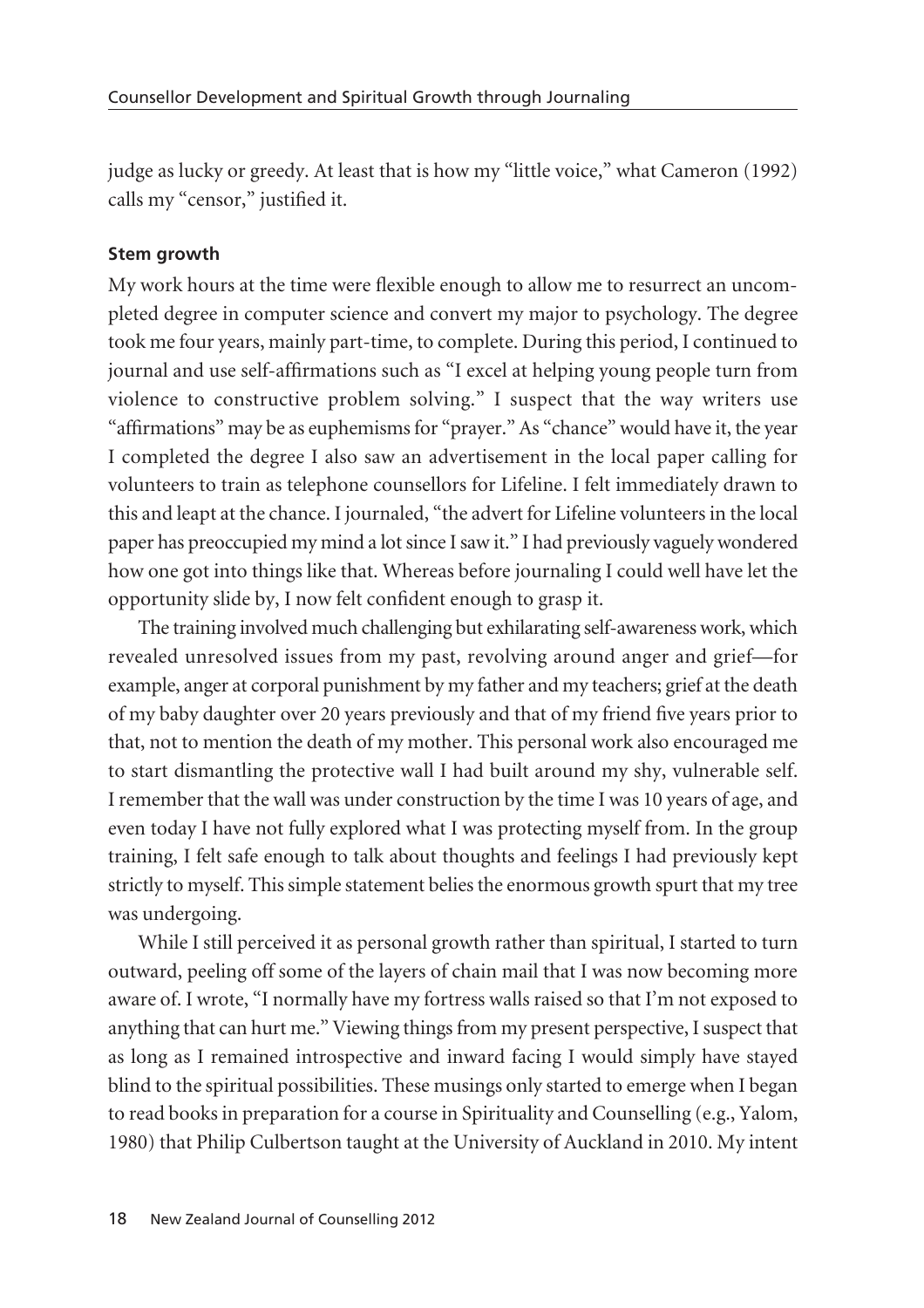judge as lucky or greedy. At least that is how my "little voice," what Cameron (1992) calls my "censor," justified it.

### Stem growth

My work hours at the time were flexible enough to allow me to resurrect an uncompleted degree in computer science and convert my major to psychology. The degree took me four years, mainly part-time, to complete. During this period, I continued to journal and use self-affirmations such as "I excel at helping young people turn from violence to constructive problem solving." I suspect that the way writers use "affirmations" may be as euphemisms for "prayer." As "chance" would have it, the year I completed the degree I also saw an advertisement in the local paper calling for volunteers to train as telephone counsellors for Lifeline. I felt immediately drawn to this and leapt at the chance. I journaled, "the advert for Lifeline volunteers in the local paper has preoccupied my mind a lot since I saw it." I had previously vaguely wondered how one got into things like that. Whereas before journaling I could well have let the opportunity slide by, I now felt confident enough to grasp it.

The training involved much challenging but exhilarating self-awareness work, which revealed unresolved issues from my past, revolving around anger and grief—for example, anger at corporal punishment by my father and my teachers; grief at the death of my baby daughter over 20 years previously and that of my friend five years prior to that, not to mention the death of my mother. This personal work also encouraged me to start dismantling the protective wall I had built around my shy, vulnerable self. I remember that the wall was under construction by the time I was 10 years of age, and even today I have not fully explored what I was protecting myself from. In the group training, I felt safe enough to talk about thoughts and feelings I had previously kept strictly to myself. This simple statement belies the enormous growth spurt that my tree was undergoing.

While I still perceived it as personal growth rather than spiritual, I started to turn outward, peeling off some of the layers of chain mail that I was now becoming more aware of. I wrote, "I normally have my fortress walls raised so that I'm not exposed to anything that can hurt me." Viewing things from my present perspective, I suspect that as long as I remained introspective and inward facing I would simply have stayed blind to the spiritual possibilities. These musings only started to emerge when I began to read books in preparation for a course in Spirituality and Counselling (e.g., Yalom, 1980) that Philip Culbertson taught at the University of Auckland in 2010. My intent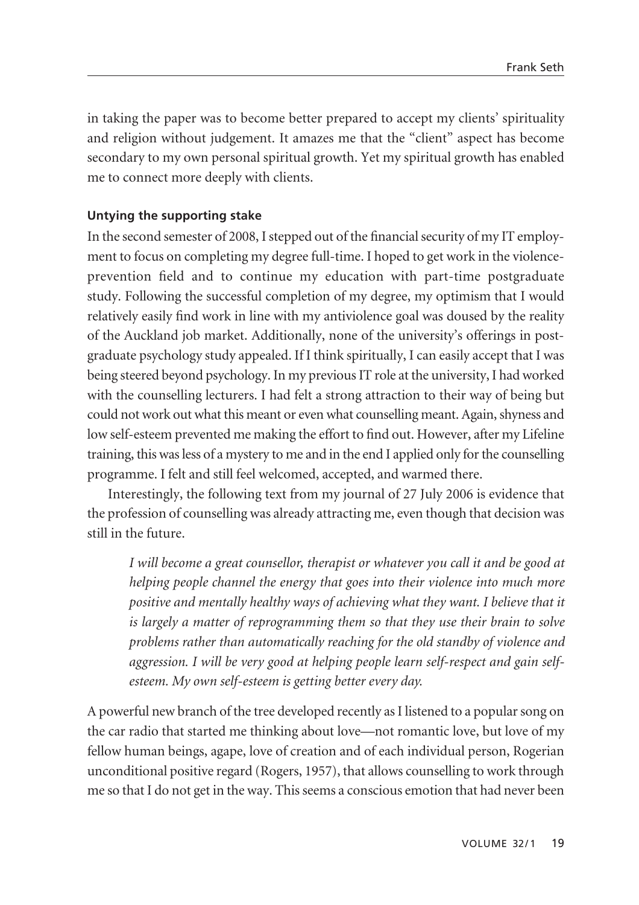in taking the paper was to become better prepared to accept my clients' spirituality and religion without judgement. It amazes me that the "client" aspect has become secondary to my own personal spiritual growth. Yet my spiritual growth has enabled me to connect more deeply with clients.

### Untying the supporting stake

In the second semester of 2008, I stepped out of the financial security of my IT employment to focus on completing my degree full-time. I hoped to get work in the violence-prevention field and to continue my education with part-time postgraduate study. Following the successful completion of my degree, my optimism that I would relatively easily find work in line with my antiviolence goal was doused by the reality of the Auckland job market. Additionally, none of the university's offerings in postgraduate psychology study appealed. If I think spiritually, I can easily accept that I was being steered beyond psychology. In my previous IT role at the university, I had worked with the counselling lecturers. I had felt a strong attraction to their way of being but could not work out what this meant or even what counselling meant. Again, shyness and low self-esteem prevented me making the effort to find out. However, after my Lifeline training, this was less of a mystery to me and in the end I applied only for the counselling programme. I felt and still feel welcomed, accepted, and warmed there.

Interestingly, the following text from my journal of 27 July 2006 is evidence that the profession of counselling was already attracting me, even though that decision was still in the future.

> *I will become a great counsellor, therapist or whatever you call it and be good at helping people channel the energy that goes into their violence into much more positive and mentally healthy ways of achieving what they want. I believe that it is largely a matter of reprogramming them so that they use their brain to solve problems rather than automatically reaching for the old standby of violence and aggression. I will be very good at helping people learn self-respect and gain self-esteem. My own self-esteem is getting better every day.*

A powerful new branch of the tree developed recently as I listened to a popular song on the car radio that started me thinking about love—not romantic love, but love of my fellow human beings, agape, love of creation and of each individual person, Rogerian unconditional positive regard (Rogers, 1957), that allows counselling to work through me so that I do not get in the way. This seems a conscious emotion that had never been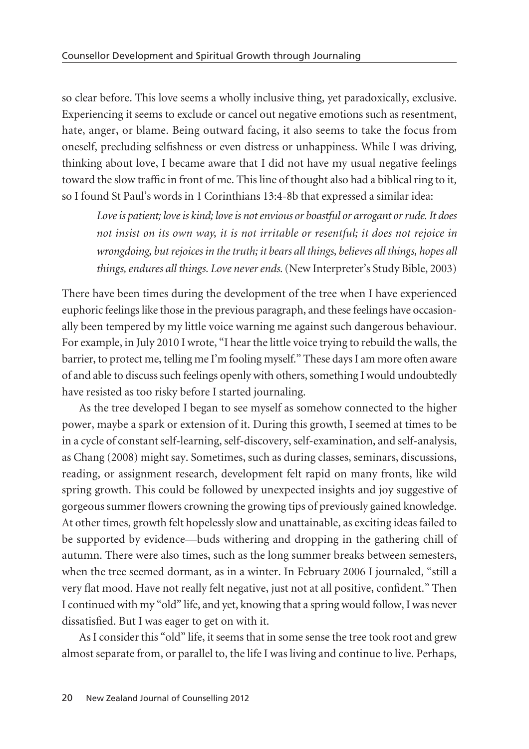so clear before. This love seems a wholly inclusive thing, yet paradoxically, exclusive. Experiencing it seems to exclude or cancel out negative emotions such as resentment, hate, anger, or blame. Being outward facing, it also seems to take the focus from oneself, precluding selfishness or even distress or unhappiness. While I was driving, thinking about love, I became aware that I did not have my usual negative feelings toward the slow traffic in front of me. This line of thought also had a biblical ring to it, so I found St Paul's words in 1 Corinthians 13:4-8b that expressed a similar idea:

> *Love is patient; love is kind; love is not envious or boastful or arrogant or rude. It does not insist on its own way, it is not irritable or resentful; it does not rejoice in wrongdoing, but rejoices in the truth; it bears all things, believes all things, hopes all things, endures all things. Love never ends.* (New Interpreter's Study Bible, 2003)

There have been times during the development of the tree when I have experienced euphoric feelings like those in the previous paragraph, and these feelings have occasionally been tempered by my little voice warning me against such dangerous behaviour. For example, in July 2010 I wrote, "I hear the little voice trying to rebuild the walls, the barrier, to protect me, telling me I'm fooling myself." These days I am more often aware of and able to discuss such feelings openly with others, something I would undoubtedly have resisted as too risky before I started journaling.

As the tree developed I began to see myself as somehow connected to the higher power, maybe a spark or extension of it. During this growth, I seemed at times to be in a cycle of constant self-learning, self-discovery, self-examination, and self-analysis, as Chang (2008) might say. Sometimes, such as during classes, seminars, discussions, reading, or assignment research, development felt rapid on many fronts, like wild spring growth. This could be followed by unexpected insights and joy suggestive of gorgeous summer flowers crowning the growing tips of previously gained knowledge. At other times, growth felt hopelessly slow and unattainable, as exciting ideas failed to be supported by evidence—buds withering and dropping in the gathering chill of autumn. There were also times, such as the long summer breaks between semesters, when the tree seemed dormant, as in a winter. In February 2006 I journaled, "still a very flat mood. Have not really felt negative, just not at all positive, confident." Then I continued with my "old" life, and yet, knowing that a spring would follow, I was never dissatisfied. But I was eager to get on with it.

As I consider this "old" life, it seems that in some sense the tree took root and grew almost separate from, or parallel to, the life I was living and continue to live. Perhaps,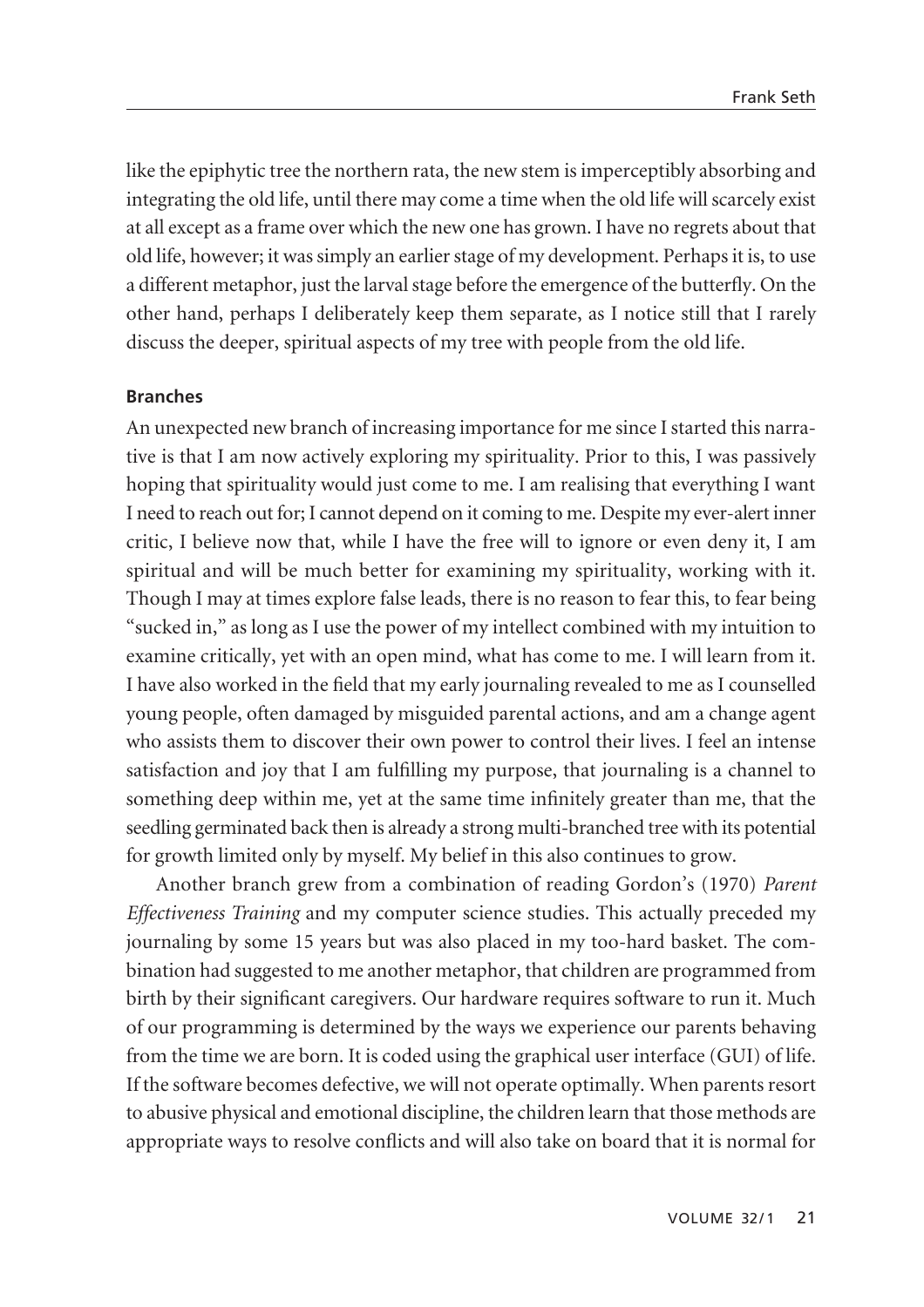like the epiphytic tree the northern rata, the new stem is imperceptibly absorbing and integrating the old life, until there may come a time when the old life will scarcely exist at all except as a frame over which the new one has grown. I have no regrets about that old life, however; it was simply an earlier stage of my development. Perhaps it is, to use a different metaphor, just the larval stage before the emergence of the butterfly. On the other hand, perhaps I deliberately keep them separate, as I notice still that I rarely discuss the deeper, spiritual aspects of my tree with people from the old life.

**Branches**

An unexpected new branch of increasing importance for me since I started this narrative is that I am now actively exploring my spirituality. Prior to this, I was passively hoping that spirituality would just come to me. I am realising that everything I want I need to reach out for; I cannot depend on it coming to me. Despite my ever-alert inner critic, I believe now that, while I have the free will to ignore or even deny it, I am spiritual and will be much better for examining my spirituality, working with it. Though I may at times explore false leads, there is no reason to fear this, to fear being "sucked in," as long as I use the power of my intellect combined with my intuition to examine critically, yet with an open mind, what has come to me. I will learn from it. I have also worked in the field that my early journaling revealed to me as I counselled young people, often damaged by misguided parental actions, and am a change agent who assists them to discover their own power to control their lives. I feel an intense satisfaction and joy that I am fulfilling my purpose, that journaling is a channel to something deep within me, yet at the same time infinitely greater than me, that the seedling germinated back then is already a strong multi-branched tree with its potential for growth limited only by myself. My belief in this also continues to grow.

Another branch grew from a combination of reading Gordon's (1970) *Parent Effectiveness Training* and my computer science studies. This actually preceded my journaling by some 15 years but was also placed in my too-hard basket. The combination had suggested to me another metaphor, that children are programmed from birth by their significant caregivers. Our hardware requires software to run it. Much of our programming is determined by the ways we experience our parents behaving from the time we are born. It is coded using the graphical user interface (GUI) of life. If the software becomes defective, we will not operate optimally. When parents resort to abusive physical and emotional discipline, the children learn that those methods are appropriate ways to resolve conflicts and will also take on board that it is normal for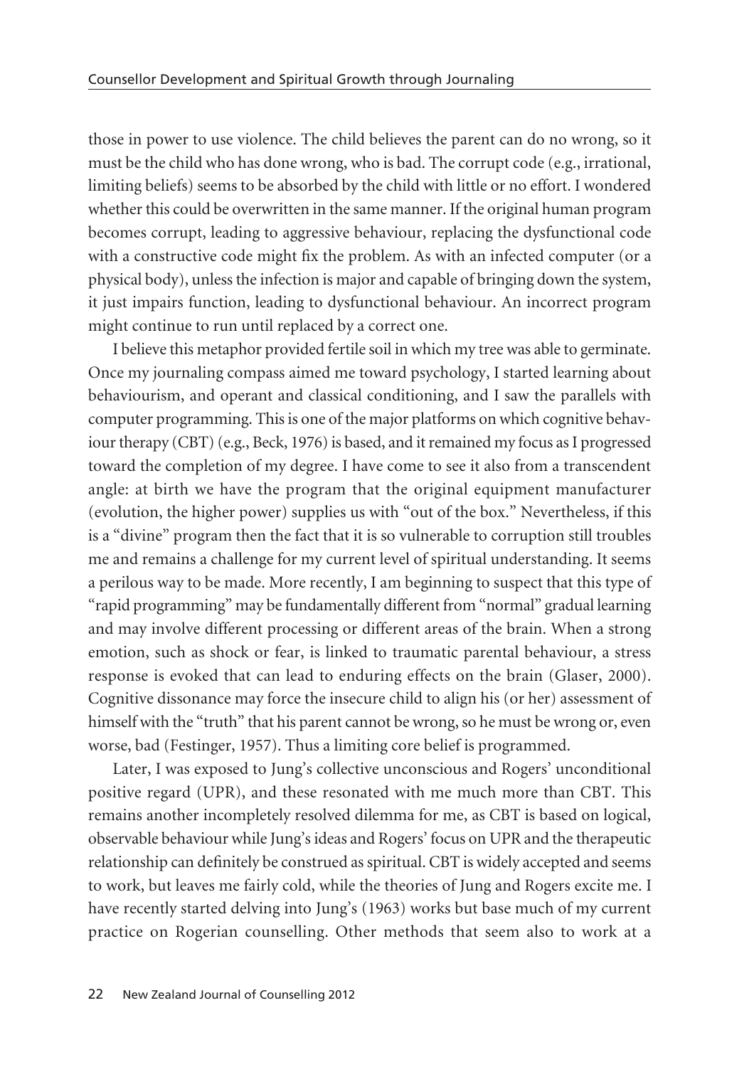those in power to use violence. The child believes the parent can do no wrong, so it must be the child who has done wrong, who is bad. The corrupt code (e.g., irrational, limiting beliefs) seems to be absorbed by the child with little or no effort. I wondered whether this could be overwritten in the same manner. If the original human program becomes corrupt, leading to aggressive behaviour, replacing the dysfunctional code with a constructive code might fix the problem. As with an infected computer (or a physical body), unless the infection is major and capable of bringing down the system, it just impairs function, leading to dysfunctional behaviour. An incorrect program might continue to run until replaced by a correct one.

I believe this metaphor provided fertile soil in which my tree was able to germinate. Once my journaling compass aimed me toward psychology, I started learning about behaviourism, and operant and classical conditioning, and I saw the parallels with computer programming. This is one of the major platforms on which cognitive behaviour therapy (CBT) (e.g., Beck, 1976) is based, and it remained my focus as I progressed toward the completion of my degree. I have come to see it also from a transcendent angle: at birth we have the program that the original equipment manufacturer (evolution, the higher power) supplies us with "out of the box." Nevertheless, if this is a "divine" program then the fact that it is so vulnerable to corruption still troubles me and remains a challenge for my current level of spiritual understanding. It seems a perilous way to be made. More recently, I am beginning to suspect that this type of "rapid programming" may be fundamentally different from "normal" gradual learning and may involve different processing or different areas of the brain. When a strong emotion, such as shock or fear, is linked to traumatic parental behaviour, a stress response is evoked that can lead to enduring effects on the brain (Glaser, 2000). Cognitive dissonance may force the insecure child to align his (or her) assessment of himself with the "truth" that his parent cannot be wrong, so he must be wrong or, even worse, bad (Festinger, 1957). Thus a limiting core belief is programmed.

Later, I was exposed to Jung's collective unconscious and Rogers' unconditional positive regard (UPR), and these resonated with me much more than CBT. This remains another incompletely resolved dilemma for me, as CBT is based on logical, observable behaviour while Jung's ideas and Rogers' focus on UPR and the therapeutic relationship can definitely be construed as spiritual. CBT is widely accepted and seems to work, but leaves me fairly cold, while the theories of Jung and Rogers excite me. I have recently started delving into Jung's (1963) works but base much of my current practice on Rogerian counselling. Other methods that seem also to work at a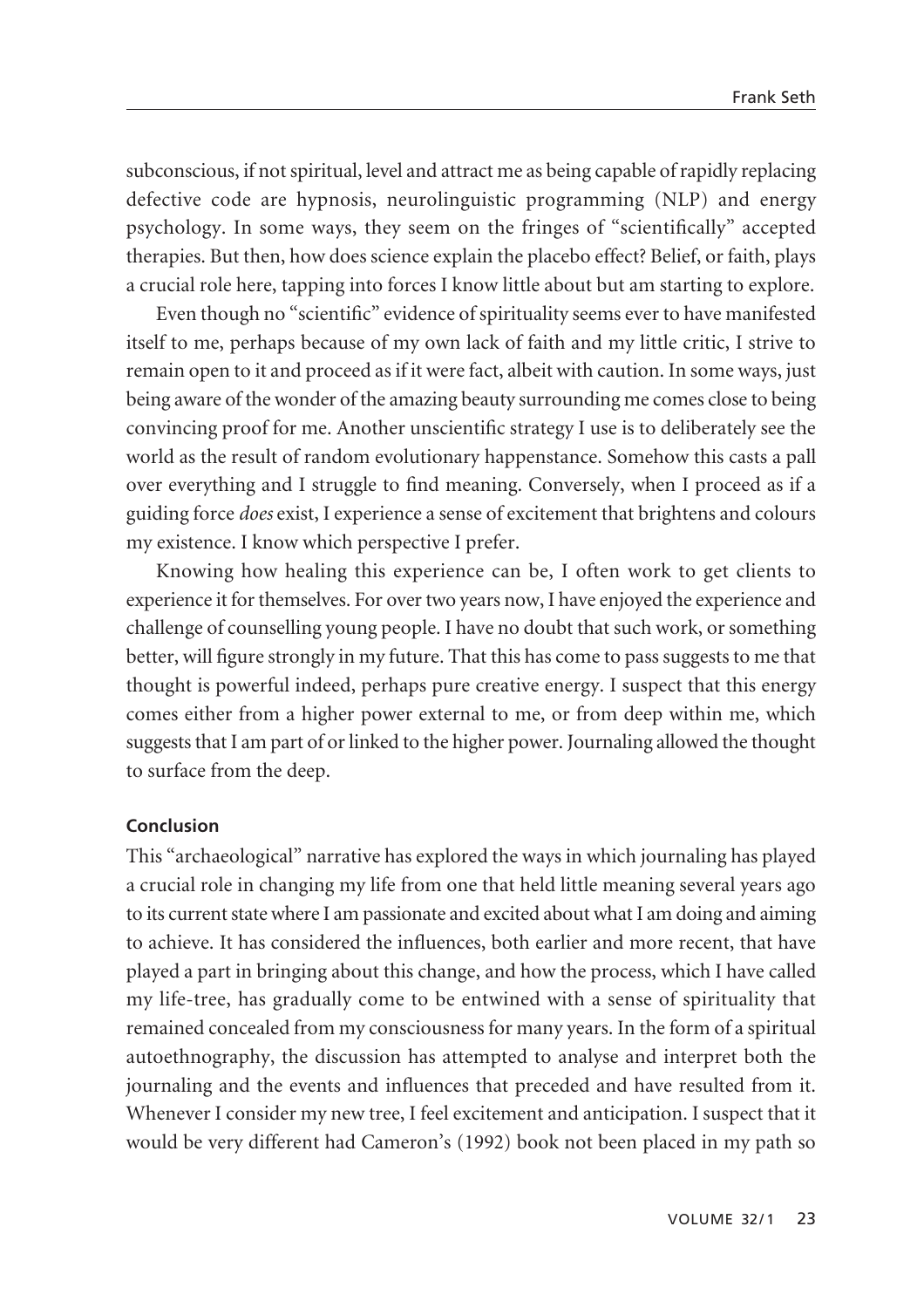subconscious, if not spiritual, level and attract me as being capable of rapidly replacing defective code are hypnosis, neurolinguistic programming (NLP) and energy psychology. In some ways, they seem on the fringes of "scientifically" accepted therapies. But then, how does science explain the placebo effect? Belief, or faith, plays a crucial role here, tapping into forces I know little about but am starting to explore.

Even though no "scientific" evidence of spirituality seems ever to have manifested itself to me, perhaps because of my own lack of faith and my little critic, I strive to remain open to it and proceed as if it were fact, albeit with caution. In some ways, just being aware of the wonder of the amazing beauty surrounding me comes close to being convincing proof for me. Another unscientific strategy I use is to deliberately see the world as the result of random evolutionary happenstance. Somehow this casts a pall over everything and I struggle to find meaning. Conversely, when I proceed as if a guiding force *does* exist, I experience a sense of excitement that brightens and colours my existence. I know which perspective I prefer.

Knowing how healing this experience can be, I often work to get clients to experience it for themselves. For over two years now, I have enjoyed the experience and challenge of counselling young people. I have no doubt that such work, or something better, will figure strongly in my future. That this has come to pass suggests to me that thought is powerful indeed, perhaps pure creative energy. I suspect that this energy comes either from a higher power external to me, or from deep within me, which suggests that I am part of or linked to the higher power. Journaling allowed the thought to surface from the deep.

### Conclusion

This "archaeological" narrative has explored the ways in which journaling has played a crucial role in changing my life from one that held little meaning several years ago to its current state where I am passionate and excited about what I am doing and aiming to achieve. It has considered the influences, both earlier and more recent, that have played a part in bringing about this change, and how the process, which I have called my life-tree, has gradually come to be entwined with a sense of spirituality that remained concealed from my consciousness for many years. In the form of a spiritual autoethnography, the discussion has attempted to analyse and interpret both the journaling and the events and influences that preceded and have resulted from it. Whenever I consider my new tree, I feel excitement and anticipation. I suspect that it would be very different had Cameron's (1992) book not been placed in my path so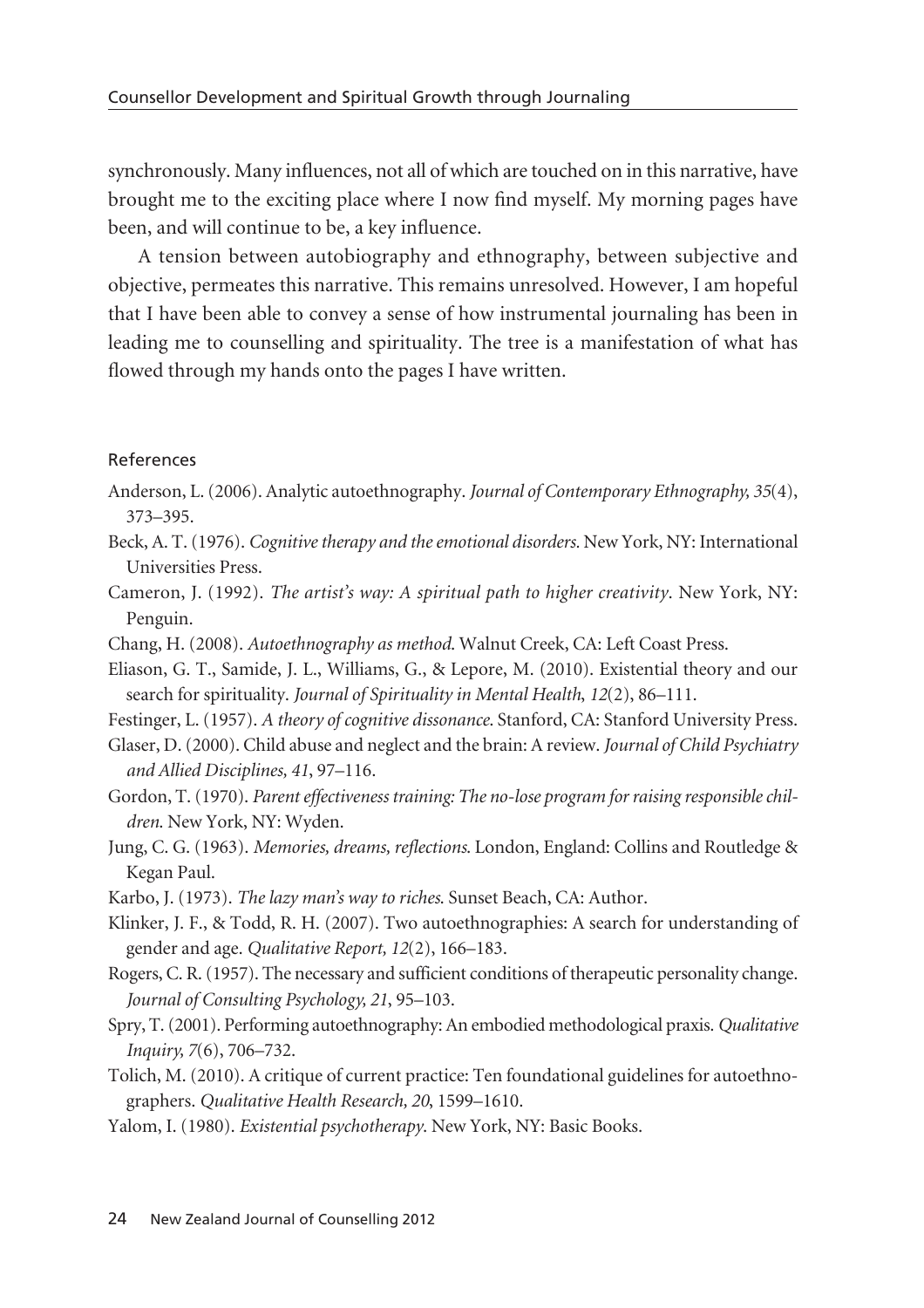synchronously. Many influences, not all of which are touched on in this narrative, have brought me to the exciting place where I now find myself. My morning pages have been, and will continue to be, a key influence.

A tension between autobiography and ethnography, between subjective and objective, permeates this narrative. This remains unresolved. However, I am hopeful that I have been able to convey a sense of how instrumental journaling has been in leading me to counselling and spirituality. The tree is a manifestation of what has flowed through my hands onto the pages I have written.

## References

Anderson, L. (2006). Analytic autoethnography. *Journal of Contemporary Ethnography, 35*(4), 373–395.

Beck, A. T. (1976). *Cognitive therapy and the emotional disorders.* New York, NY: International Universities Press.

Cameron, J. (1992). *The artist's way: A spiritual path to higher creativity*. New York, NY: Penguin.

Chang, H. (2008). *Autoethnography as method.* Walnut Creek, CA: Left Coast Press.

Eliason, G. T., Samide, J. L., Williams, G., & Lepore, M. (2010). Existential theory and our search for spirituality. *Journal of Spirituality in Mental Health, 12*(2), 86–111.

Festinger, L. (1957). *A theory of cognitive dissonance.* Stanford, CA: Stanford University Press.

Glaser, D. (2000). Child abuse and neglect and the brain: A review. *Journal of Child Psychiatry and Allied Disciplines, 41*, 97–116.

Gordon, T. (1970). *Parent effectiveness training: The no-lose program for raising responsible children.* New York, NY: Wyden.

Jung, C. G. (1963). *Memories, dreams, reflections.* London, England: Collins and Routledge & Kegan Paul.

Karbo, J. (1973). *The lazy man's way to riches.* Sunset Beach, CA: Author.

Klinker, J. F., & Todd, R. H. (2007). Two autoethnographies: A search for understanding of gender and age. *Qualitative Report, 12*(2), 166–183.

Rogers, C. R. (1957). The necessary and sufficient conditions of therapeutic personality change. *Journal of Consulting Psychology, 21*, 95–103.

Spry, T. (2001). Performing autoethnography: An embodied methodological praxis. *Qualitative Inquiry, 7*(6), 706–732.

Tolich, M. (2010). A critique of current practice: Ten foundational guidelines for autoethnographers. *Qualitative Health Research, 20*, 1599–1610.

Yalom, I. (1980). *Existential psychotherapy*. New York, NY: Basic Books.